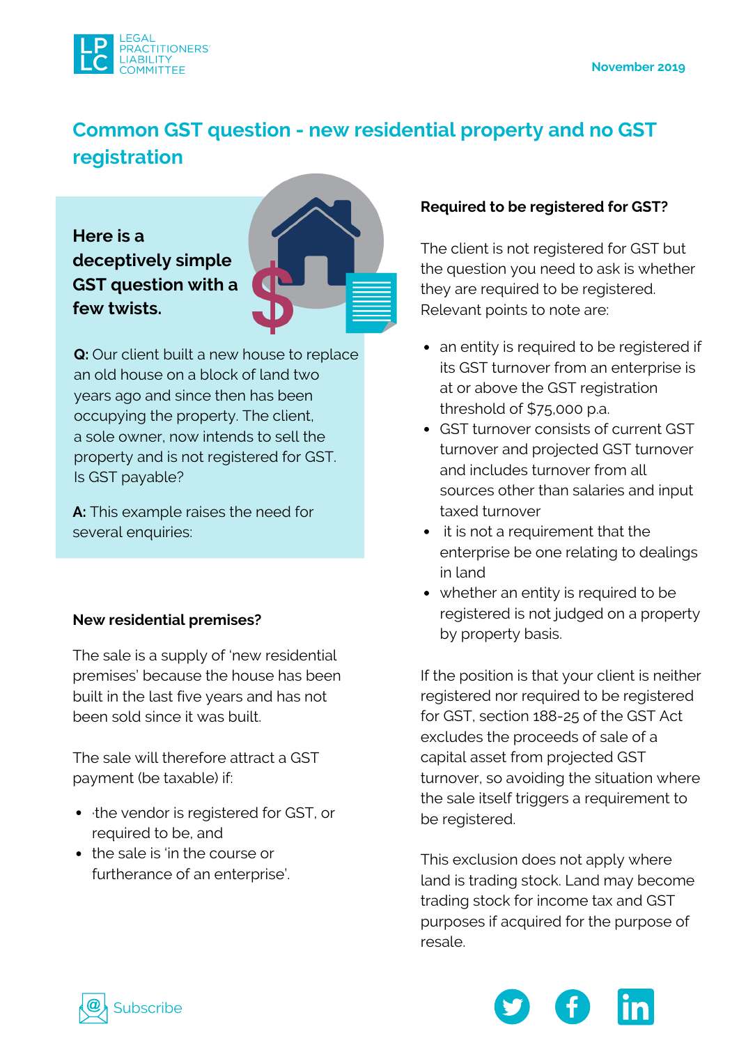# Common GST question - new residential property and no GST registration

**Here is a deceptively simple GST question with a few twists.**

**Q:** Our client built a new house to replace an old house on a block of land two years ago and since then has been occupying the property. The client, a sole owner, now intends to sell the property and is not registered for GST. Is GST payable?

**A:** This example raises the need for several enquiries:

### New residential premises?

The sale is a supply of 'new residential premises' because the house has been built in the last five years and has not been sold since it was built.

The sale will therefore attract a GST payment (be taxable) if:

- the vendor is registered for GST, or required to be, and
- the sale is 'in the course or furtherance of an enterprise'.

### Required to be registered for GST?

The client is not registered for GST but the question you need to ask is whether they are required to be registered. Relevant points to note are:

- an entity is required to be registered if its GST turnover from an enterprise is at or above the GST registration threshold of $75,000 p.a.
- GST turnover consists of current GST turnover and projected GST turnover and includes turnover from all sources other than salaries and input taxed turnover
- it is not a requirement that the enterprise be one relating to dealings in land
- whether an entity is required to be registered is not judged on a property by property basis.

If the position is that your client is neither registered nor required to be registered for GST, section 188-25 of the GST Act excludes the proceeds of sale of a capital asset from projected GST turnover, so avoiding the situation where the sale itself triggers a requirement to be registered.

This exclusion does not apply where land is trading stock. Land may become trading stock for income tax and GST purposes if acquired for the purpose of resale.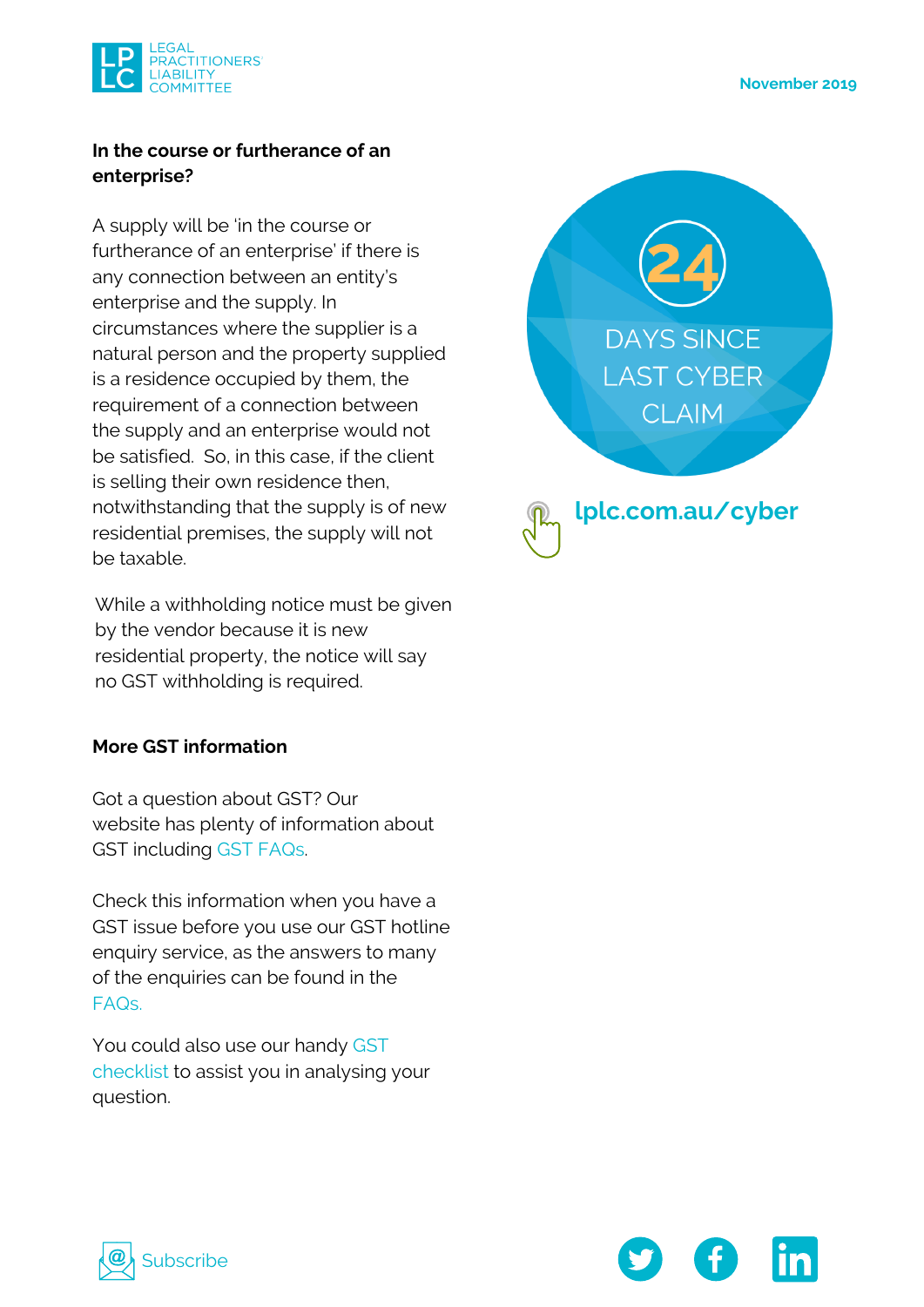### In the course or furtherance of an enterprise?

A supply will be 'in the course or furtherance of an enterprise' if there is any connection between an entity's enterprise and the supply. In circumstances where the supplier is a natural person and the property supplied is a residence occupied by them, the requirement of a connection between the supply and an enterprise would not be satisfied. So, in this case, if the client is selling their own residence then, notwithstanding that the supply is of new residential premises, the supply will not be taxable.

While a withholding notice must be given by the vendor because it is new residential property, the notice will say no GST withholding is required.

### More GST information

Got a question about GST? Our website has plenty of information about GST including GST FAQs.

Check this information when you have a GST issue before you use our GST hotline enquiry service, as the answers to many of the enquiries can be found in the FAQs.

You could also use our handy GST checklist to assist you in analysing your question.

24

DAYS SINCE LAST CYBER CLAIM

lplc.com.au/cyber

Subscribe